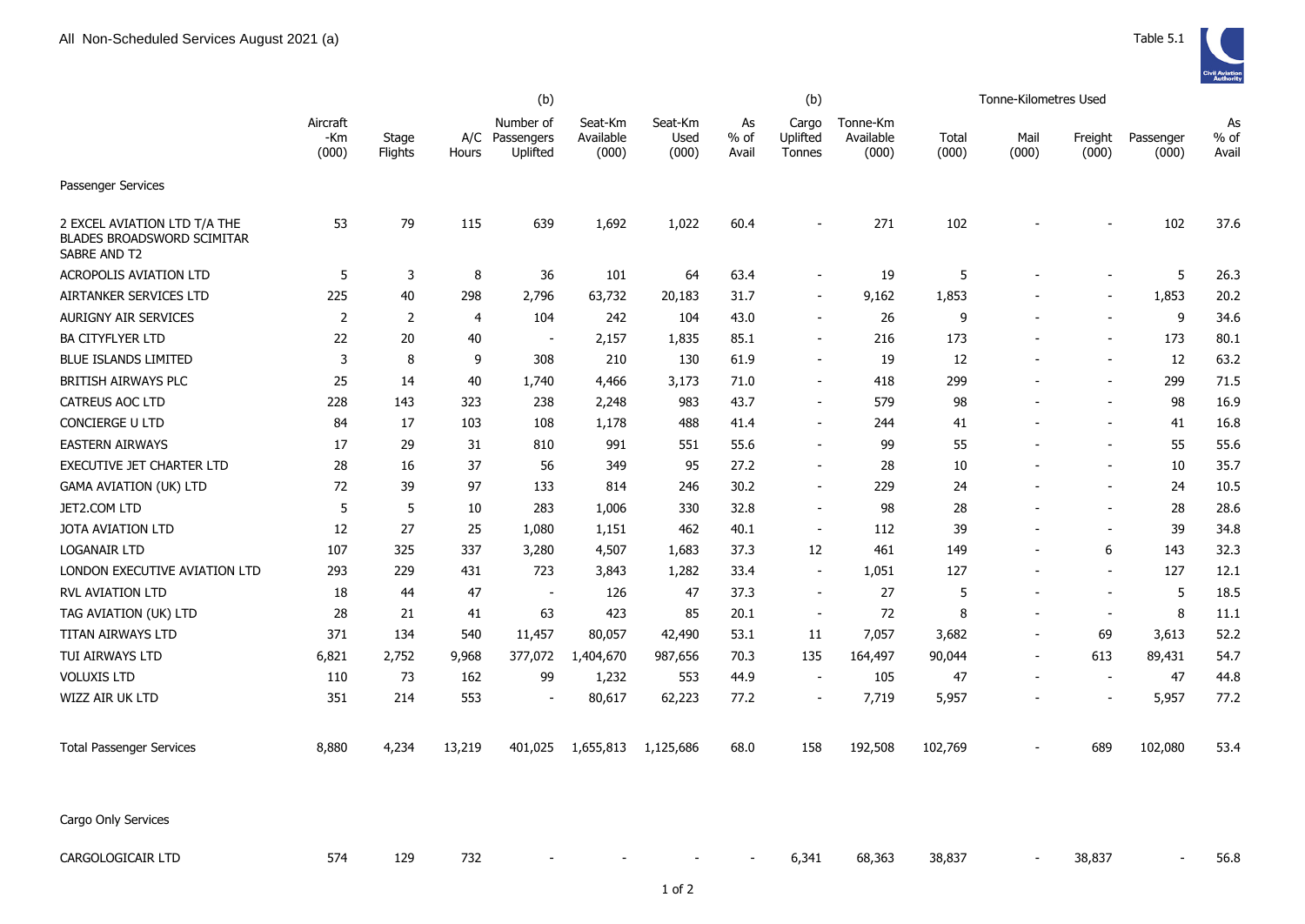All Non-Scheduled Services August 2021 (a)

Table 5.1

| | Aircraft -Km (000) | Stage Flights | A/C Hours | (b) Number of Passengers Uplifted | Seat-Km Available (000) | Seat-Km Used (000) | As % of Avail | (b) Cargo Uplifted Tonnes | Tonne-Km Available (000) | Tonne-Kilometres Used Total (000) | Mail (000) | Freight (000) | Passenger (000) | As % of Avail |
|---|---|---|---|---|---|---|---|---|---|---|---|---|---|---|
| Passenger Services | | | | | | | | | | | | | | |
| 2 EXCEL AVIATION LTD T/A THE BLADES BROADSWORD SCIMITAR SABRE AND T2 | 53 | 79 | 115 | 639 | 1,692 | 1,022 | 60.4 | - | 271 | 102 | - | - | 102 | 37.6 |
| ACROPOLIS AVIATION LTD | 5 | 3 | 8 | 36 | 101 | 64 | 63.4 | - | 19 | 5 | - | - | 5 | 26.3 |
| AIRTANKER SERVICES LTD | 225 | 40 | 298 | 2,796 | 63,732 | 20,183 | 31.7 | - | 9,162 | 1,853 | - | - | 1,853 | 20.2 |
| AURIGNY AIR SERVICES | 2 | 2 | 4 | 104 | 242 | 104 | 43.0 | - | 26 | 9 | - | - | 9 | 34.6 |
| BA CITYFLYER LTD | 22 | 20 | 40 | - | 2,157 | 1,835 | 85.1 | - | 216 | 173 | - | - | 173 | 80.1 |
| BLUE ISLANDS LIMITED | 3 | 8 | 9 | 308 | 210 | 130 | 61.9 | - | 19 | 12 | - | - | 12 | 63.2 |
| BRITISH AIRWAYS PLC | 25 | 14 | 40 | 1,740 | 4,466 | 3,173 | 71.0 | - | 418 | 299 | - | - | 299 | 71.5 |
| CATREUS AOC LTD | 228 | 143 | 323 | 238 | 2,248 | 983 | 43.7 | - | 579 | 98 | - | - | 98 | 16.9 |
| CONCIERGE U LTD | 84 | 17 | 103 | 108 | 1,178 | 488 | 41.4 | - | 244 | 41 | - | - | 41 | 16.8 |
| EASTERN AIRWAYS | 17 | 29 | 31 | 810 | 991 | 551 | 55.6 | - | 99 | 55 | - | - | 55 | 55.6 |
| EXECUTIVE JET CHARTER LTD | 28 | 16 | 37 | 56 | 349 | 95 | 27.2 | - | 28 | 10 | - | - | 10 | 35.7 |
| GAMA AVIATION (UK) LTD | 72 | 39 | 97 | 133 | 814 | 246 | 30.2 | - | 229 | 24 | - | - | 24 | 10.5 |
| JET2.COM LTD | 5 | 5 | 10 | 283 | 1,006 | 330 | 32.8 | - | 98 | 28 | - | - | 28 | 28.6 |
| JOTA AVIATION LTD | 12 | 27 | 25 | 1,080 | 1,151 | 462 | 40.1 | - | 112 | 39 | - | - | 39 | 34.8 |
| LOGANAIR LTD | 107 | 325 | 337 | 3,280 | 4,507 | 1,683 | 37.3 | 12 | 461 | 149 | - | 6 | 143 | 32.3 |
| LONDON EXECUTIVE AVIATION LTD | 293 | 229 | 431 | 723 | 3,843 | 1,282 | 33.4 | - | 1,051 | 127 | - | - | 127 | 12.1 |
| RVL AVIATION LTD | 18 | 44 | 47 | - | 126 | 47 | 37.3 | - | 27 | 5 | - | - | 5 | 18.5 |
| TAG AVIATION (UK) LTD | 28 | 21 | 41 | 63 | 423 | 85 | 20.1 | - | 72 | 8 | - | - | 8 | 11.1 |
| TITAN AIRWAYS LTD | 371 | 134 | 540 | 11,457 | 80,057 | 42,490 | 53.1 | 11 | 7,057 | 3,682 | - | 69 | 3,613 | 52.2 |
| TUI AIRWAYS LTD | 6,821 | 2,752 | 9,968 | 377,072 | 1,404,670 | 987,656 | 70.3 | 135 | 164,497 | 90,044 | - | 613 | 89,431 | 54.7 |
| VOLUXIS LTD | 110 | 73 | 162 | 99 | 1,232 | 553 | 44.9 | - | 105 | 47 | - | - | 47 | 44.8 |
| WIZZ AIR UK LTD | 351 | 214 | 553 | - | 80,617 | 62,223 | 77.2 | - | 7,719 | 5,957 | - | - | 5,957 | 77.2 |
| Total Passenger Services | 8,880 | 4,234 | 13,219 | 401,025 | 1,655,813 | 1,125,686 | 68.0 | 158 | 192,508 | 102,769 | - | 689 | 102,080 | 53.4 |
| Cargo Only Services | | | | | | | | | | | | | | |
| CARGOLOGICAIR LTD | 574 | 129 | 732 | - | - | - | - | 6,341 | 68,363 | 38,837 | - | 38,837 | - | 56.8 |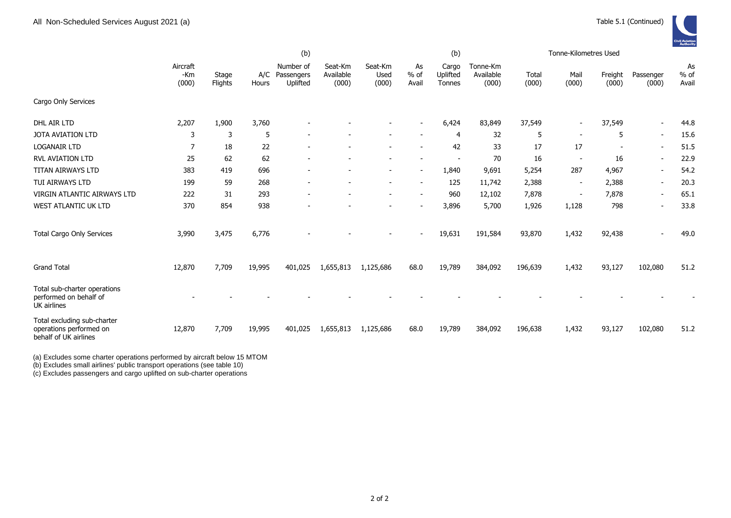## All Non-Scheduled Services August 2021 (a)

Table 5.1 (Continued)

| | Aircraft -Km (000) | Stage Flights | A/C Hours | (b) Number of Passengers Uplifted | Seat-Km Available (000) | Seat-Km Used (000) | As % of Avail | (b) Cargo Uplifted Tonnes | Tonne-Km Available (000) | Tonne-Kilometres Used Total (000) | Mail (000) | Freight (000) | Passenger (000) | As % of Avail |
|---|---|---|---|---|---|---|---|---|---|---|---|---|---|---|
| **Cargo Only Services** | | | | | | | | | | | | | | |
| DHL AIR LTD | 2,207 | 1,900 | 3,760 | - | - | - | - | 6,424 | 83,849 | 37,549 | - | 37,549 | - | 44.8 |
| JOTA AVIATION LTD | 3 | 3 | 5 | - | - | - | - | 4 | 32 | 5 | - | 5 | - | 15.6 |
| LOGANAIR LTD | 7 | 18 | 22 | - | - | - | - | 42 | 33 | 17 | 17 | - | - | 51.5 |
| RVL AVIATION LTD | 25 | 62 | 62 | - | - | - | - | - | 70 | 16 | - | 16 | - | 22.9 |
| TITAN AIRWAYS LTD | 383 | 419 | 696 | - | - | - | - | 1,840 | 9,691 | 5,254 | 287 | 4,967 | - | 54.2 |
| TUI AIRWAYS LTD | 199 | 59 | 268 | - | - | - | - | 125 | 11,742 | 2,388 | - | 2,388 | - | 20.3 |
| VIRGIN ATLANTIC AIRWAYS LTD | 222 | 31 | 293 | - | - | - | - | 960 | 12,102 | 7,878 | - | 7,878 | - | 65.1 |
| WEST ATLANTIC UK LTD | 370 | 854 | 938 | - | - | - | - | 3,896 | 5,700 | 1,926 | 1,128 | 798 | - | 33.8 |
| Total Cargo Only Services | 3,990 | 3,475 | 6,776 | - | - | - | - | 19,631 | 191,584 | 93,870 | 1,432 | 92,438 | - | 49.0 |
| Grand Total | 12,870 | 7,709 | 19,995 | 401,025 | 1,655,813 | 1,125,686 | 68.0 | 19,789 | 384,092 | 196,639 | 1,432 | 93,127 | 102,080 | 51.2 |
| Total sub-charter operations performed on behalf of UK airlines | - | - | - | - | - | - | - | - | - | - | - | - | - | - |
| Total excluding sub-charter operations performed on behalf of UK airlines | 12,870 | 7,709 | 19,995 | 401,025 | 1,655,813 | 1,125,686 | 68.0 | 19,789 | 384,092 | 196,638 | 1,432 | 93,127 | 102,080 | 51.2 |

(a) Excludes some charter operations performed by aircraft below 15 MTOM
(b) Excludes small airlines' public transport operations (see table 10)
(c) Excludes passengers and cargo uplifted on sub-charter operations